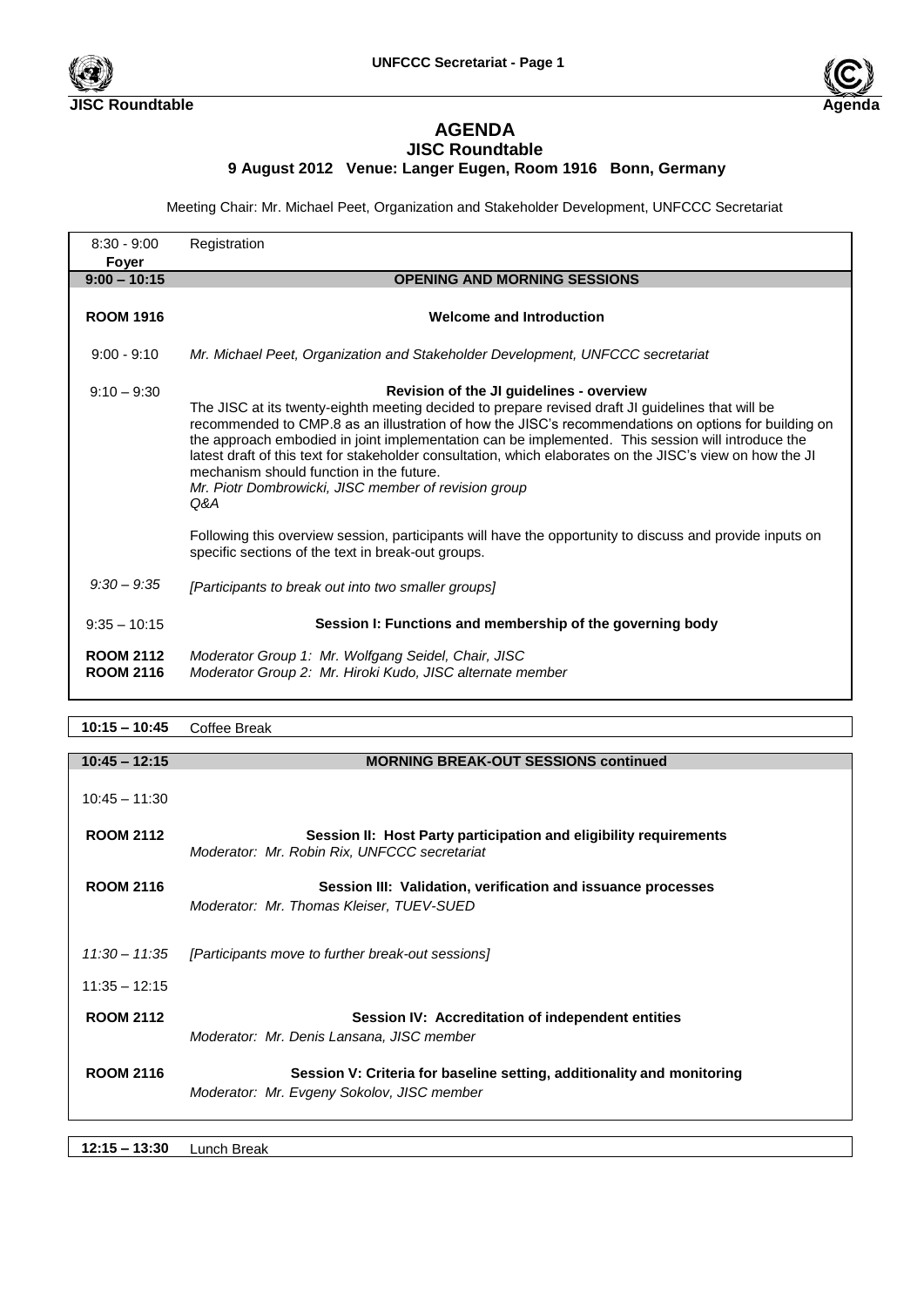# AGENDA

## JISC Roundtable

### 9 August 2012 Venue: Langer Eugen, Room 1916 Bonn, Germany

Meeting Chair: Mr. Michael Peet, Organization and Stakeholder Development, UNFCCC Secretariat

| | |
|---|---|
| 8:30 - 9:00 **Foyer** | Registration |
| **9:00 – 10:15** | **OPENING AND MORNING SESSIONS** |
| **ROOM 1916** | **Welcome and Introduction** |
| 9:00 - 9:10 | *Mr. Michael Peet, Organization and Stakeholder Development, UNFCCC secretariat* |
| 9:10 – 9:30 | **Revision of the JI guidelines - overview**<br>The JISC at its twenty-eighth meeting decided to prepare revised draft JI guidelines that will be recommended to CMP.8 as an illustration of how the JISC's recommendations on options for building on the approach embodied in joint implementation can be implemented. This session will introduce the latest draft of this text for stakeholder consultation, which elaborates on the JISC's view on how the JI mechanism should function in the future.<br>*Mr. Piotr Dombrowicki, JISC member of revision group*<br>*Q&A*<br><br>Following this overview session, participants will have the opportunity to discuss and provide inputs on specific sections of the text in break-out groups. |
| *9:30 – 9:35* | *[Participants to break out into two smaller groups]* |
| 9:35 – 10:15 | **Session I: Functions and membership of the governing body** |
| **ROOM 2112**<br>**ROOM 2116** | *Moderator Group 1: Mr. Wolfgang Seidel, Chair, JISC*<br>*Moderator Group 2: Mr. Hiroki Kudo, JISC alternate member* |

| | |
|---|---|
| **10:15 – 10:45** | Coffee Break |

| | |
|---|---|
| **10:45 – 12:15** | **MORNING BREAK-OUT SESSIONS continued** |
| 10:45 – 11:30 | |
| **ROOM 2112** | **Session II: Host Party participation and eligibility requirements**<br>*Moderator: Mr. Robin Rix, UNFCCC secretariat* |
| **ROOM 2116** | **Session III: Validation, verification and issuance processes**<br>*Moderator: Mr. Thomas Kleiser, TUEV-SUED* |
| *11:30 – 11:35* | *[Participants move to further break-out sessions]* |
| 11:35 – 12:15 | |
| **ROOM 2112** | **Session IV: Accreditation of independent entities**<br>*Moderator: Mr. Denis Lansana, JISC member* |
| **ROOM 2116** | **Session V: Criteria for baseline setting, additionality and monitoring**<br>*Moderator: Mr. Evgeny Sokolov, JISC member* |

| | |
|---|---|
| **12:15 – 13:30** | Lunch Break |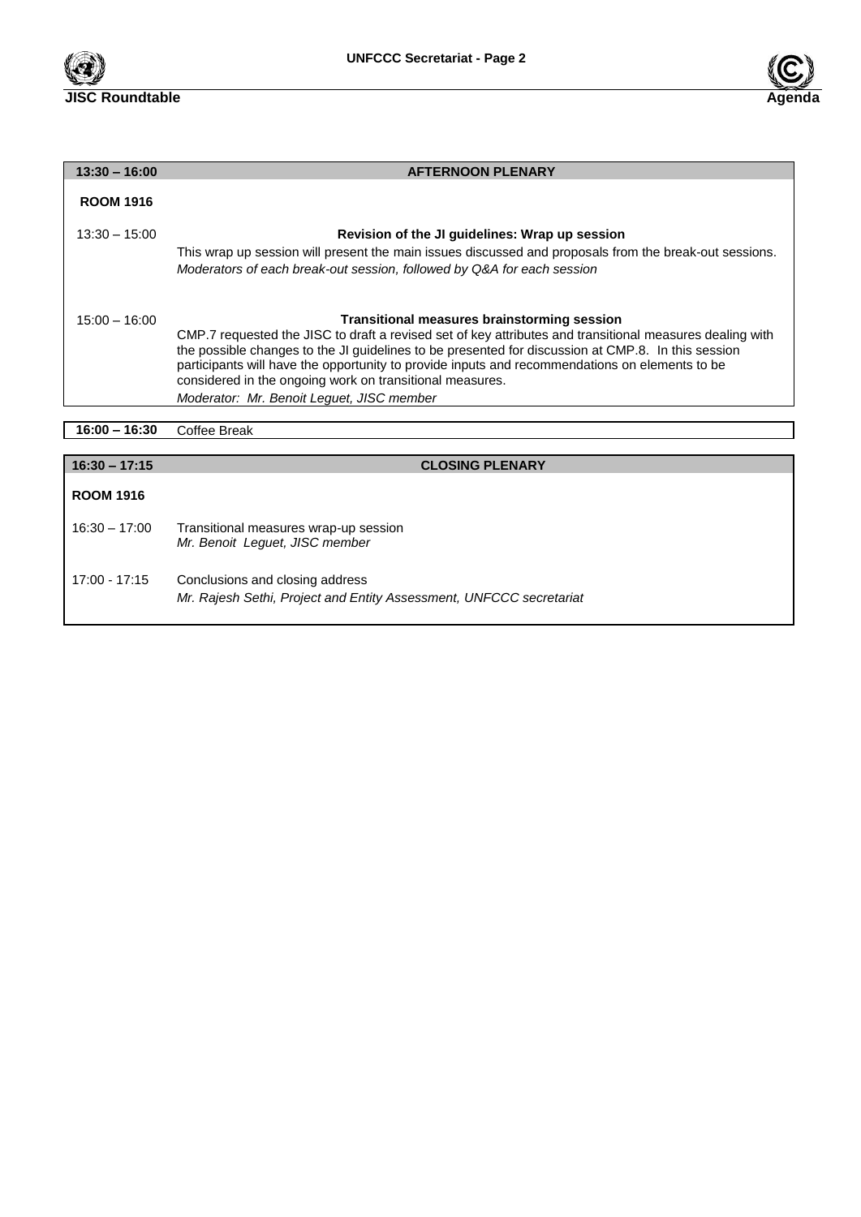| 13:30 – 16:00 | AFTERNOON PLENARY |
| --- | --- |
| **ROOM 1916** | |
| 13:30 – 15:00 | **Revision of the JI guidelines: Wrap up session**<br>This wrap up session will present the main issues discussed and proposals from the break-out sessions.<br>*Moderators of each break-out session, followed by Q&A for each session* |
| 15:00 – 16:00 | **Transitional measures brainstorming session**<br>CMP.7 requested the JISC to draft a revised set of key attributes and transitional measures dealing with the possible changes to the JI guidelines to be presented for discussion at CMP.8. In this session participants will have the opportunity to provide inputs and recommendations on elements to be considered in the ongoing work on transitional measures.<br>*Moderator: Mr. Benoit Leguet, JISC member* |

| **16:00 – 16:30** | Coffee Break |
| --- | --- |

| 16:30 – 17:15 | CLOSING PLENARY |
| --- | --- |
| **ROOM 1916** | |
| 16:30 – 17:00 | Transitional measures wrap-up session<br>*Mr. Benoit Leguet, JISC member* |
| 17:00 - 17:15 | Conclusions and closing address<br>*Mr. Rajesh Sethi, Project and Entity Assessment, UNFCCC secretariat* |